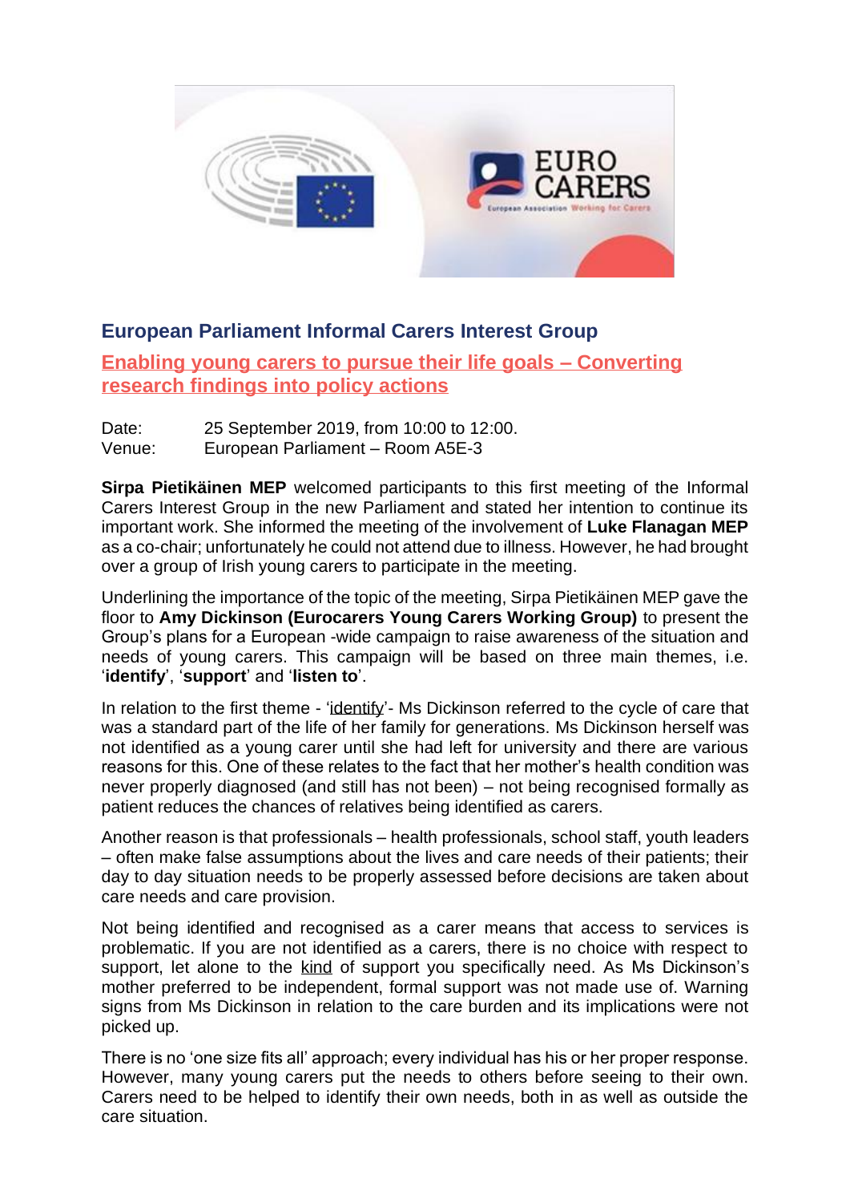## European Parliament Informal Carers Interest Group

### Enabling young carers to pursue their life goals – Converting research findings into policy actions

Date: 25 September 2019, from 10:00 to 12:00.
Venue: European Parliament – Room A5E-3

**Sirpa Pietikäinen MEP** welcomed participants to this first meeting of the Informal Carers Interest Group in the new Parliament and stated her intention to continue its important work. She informed the meeting of the involvement of **Luke Flanagan MEP** as a co-chair; unfortunately he could not attend due to illness. However, he had brought over a group of Irish young carers to participate in the meeting.

Underlining the importance of the topic of the meeting, Sirpa Pietikäinen MEP gave the floor to **Amy Dickinson (Eurocarers Young Carers Working Group)** to present the Group's plans for a European -wide campaign to raise awareness of the situation and needs of young carers. This campaign will be based on three main themes, i.e. '**identify**', '**support**' and '**listen to**'.

In relation to the first theme - 'identify'- Ms Dickinson referred to the cycle of care that was a standard part of the life of her family for generations. Ms Dickinson herself was not identified as a young carer until she had left for university and there are various reasons for this. One of these relates to the fact that her mother's health condition was never properly diagnosed (and still has not been) – not being recognised formally as patient reduces the chances of relatives being identified as carers.

Another reason is that professionals – health professionals, school staff, youth leaders – often make false assumptions about the lives and care needs of their patients; their day to day situation needs to be properly assessed before decisions are taken about care needs and care provision.

Not being identified and recognised as a carer means that access to services is problematic. If you are not identified as a carers, there is no choice with respect to support, let alone to the kind of support you specifically need. As Ms Dickinson's mother preferred to be independent, formal support was not made use of. Warning signs from Ms Dickinson in relation to the care burden and its implications were not picked up.

There is no 'one size fits all' approach; every individual has his or her proper response. However, many young carers put the needs to others before seeing to their own. Carers need to be helped to identify their own needs, both in as well as outside the care situation.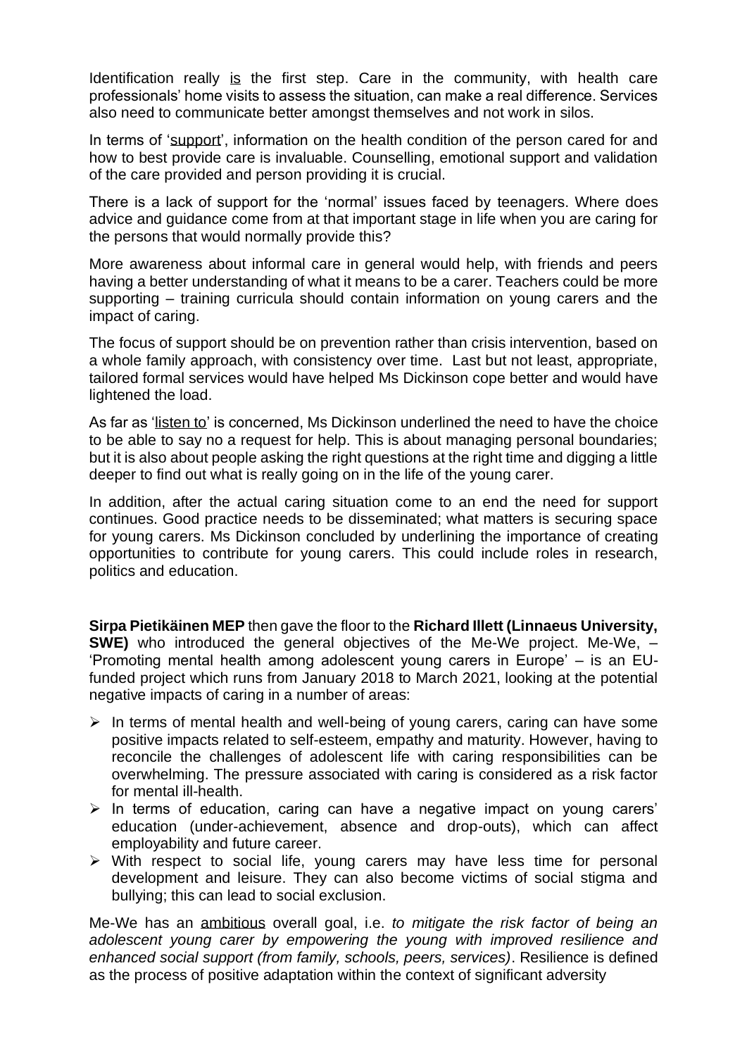Identification really is the first step. Care in the community, with health care professionals' home visits to assess the situation, can make a real difference. Services also need to communicate better amongst themselves and not work in silos.

In terms of 'support', information on the health condition of the person cared for and how to best provide care is invaluable. Counselling, emotional support and validation of the care provided and person providing it is crucial.

There is a lack of support for the 'normal' issues faced by teenagers. Where does advice and guidance come from at that important stage in life when you are caring for the persons that would normally provide this?

More awareness about informal care in general would help, with friends and peers having a better understanding of what it means to be a carer. Teachers could be more supporting – training curricula should contain information on young carers and the impact of caring.

The focus of support should be on prevention rather than crisis intervention, based on a whole family approach, with consistency over time. Last but not least, appropriate, tailored formal services would have helped Ms Dickinson cope better and would have lightened the load.

As far as 'listen to' is concerned, Ms Dickinson underlined the need to have the choice to be able to say no a request for help. This is about managing personal boundaries; but it is also about people asking the right questions at the right time and digging a little deeper to find out what is really going on in the life of the young carer.

In addition, after the actual caring situation come to an end the need for support continues. Good practice needs to be disseminated; what matters is securing space for young carers. Ms Dickinson concluded by underlining the importance of creating opportunities to contribute for young carers. This could include roles in research, politics and education.

**Sirpa Pietikäinen MEP** then gave the floor to the **Richard Illett (Linnaeus University, SWE)** who introduced the general objectives of the Me-We project. Me-We, – 'Promoting mental health among adolescent young carers in Europe' – is an EU-funded project which runs from January 2018 to March 2021, looking at the potential negative impacts of caring in a number of areas:

- In terms of mental health and well-being of young carers, caring can have some positive impacts related to self-esteem, empathy and maturity. However, having to reconcile the challenges of adolescent life with caring responsibilities can be overwhelming. The pressure associated with caring is considered as a risk factor for mental ill-health.
- In terms of education, caring can have a negative impact on young carers' education (under-achievement, absence and drop-outs), which can affect employability and future career.
- With respect to social life, young carers may have less time for personal development and leisure. They can also become victims of social stigma and bullying; this can lead to social exclusion.

Me-We has an ambitious overall goal, i.e. *to mitigate the risk factor of being an adolescent young carer by empowering the young with improved resilience and enhanced social support (from family, schools, peers, services)*. Resilience is defined as the process of positive adaptation within the context of significant adversity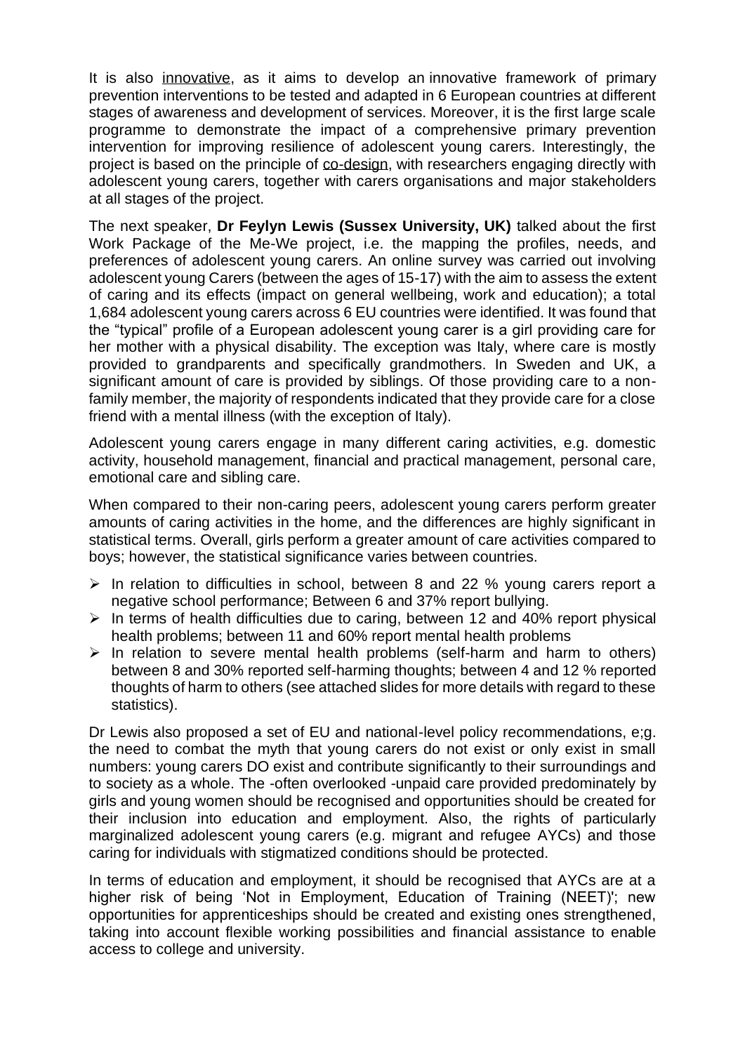It is also innovative, as it aims to develop an innovative framework of primary prevention interventions to be tested and adapted in 6 European countries at different stages of awareness and development of services. Moreover, it is the first large scale programme to demonstrate the impact of a comprehensive primary prevention intervention for improving resilience of adolescent young carers. Interestingly, the project is based on the principle of co-design, with researchers engaging directly with adolescent young carers, together with carers organisations and major stakeholders at all stages of the project.

The next speaker, **Dr Feylyn Lewis (Sussex University, UK)** talked about the first Work Package of the Me-We project, i.e. the mapping the profiles, needs, and preferences of adolescent young carers. An online survey was carried out involving adolescent young Carers (between the ages of 15-17) with the aim to assess the extent of caring and its effects (impact on general wellbeing, work and education); a total 1,684 adolescent young carers across 6 EU countries were identified. It was found that the "typical" profile of a European adolescent young carer is a girl providing care for her mother with a physical disability. The exception was Italy, where care is mostly provided to grandparents and specifically grandmothers. In Sweden and UK, a significant amount of care is provided by siblings. Of those providing care to a non-family member, the majority of respondents indicated that they provide care for a close friend with a mental illness (with the exception of Italy).

Adolescent young carers engage in many different caring activities, e.g. domestic activity, household management, financial and practical management, personal care, emotional care and sibling care.

When compared to their non-caring peers, adolescent young carers perform greater amounts of caring activities in the home, and the differences are highly significant in statistical terms. Overall, girls perform a greater amount of care activities compared to boys; however, the statistical significance varies between countries.

- In relation to difficulties in school, between 8 and 22 % young carers report a negative school performance; Between 6 and 37% report bullying.
- In terms of health difficulties due to caring, between 12 and 40% report physical health problems; between 11 and 60% report mental health problems
- In relation to severe mental health problems (self-harm and harm to others) between 8 and 30% reported self-harming thoughts; between 4 and 12 % reported thoughts of harm to others (see attached slides for more details with regard to these statistics).

Dr Lewis also proposed a set of EU and national-level policy recommendations, e;g. the need to combat the myth that young carers do not exist or only exist in small numbers: young carers DO exist and contribute significantly to their surroundings and to society as a whole. The -often overlooked -unpaid care provided predominately by girls and young women should be recognised and opportunities should be created for their inclusion into education and employment. Also, the rights of particularly marginalized adolescent young carers (e.g. migrant and refugee AYCs) and those caring for individuals with stigmatized conditions should be protected.

In terms of education and employment, it should be recognised that AYCs are at a higher risk of being 'Not in Employment, Education of Training (NEET)'; new opportunities for apprenticeships should be created and existing ones strengthened, taking into account flexible working possibilities and financial assistance to enable access to college and university.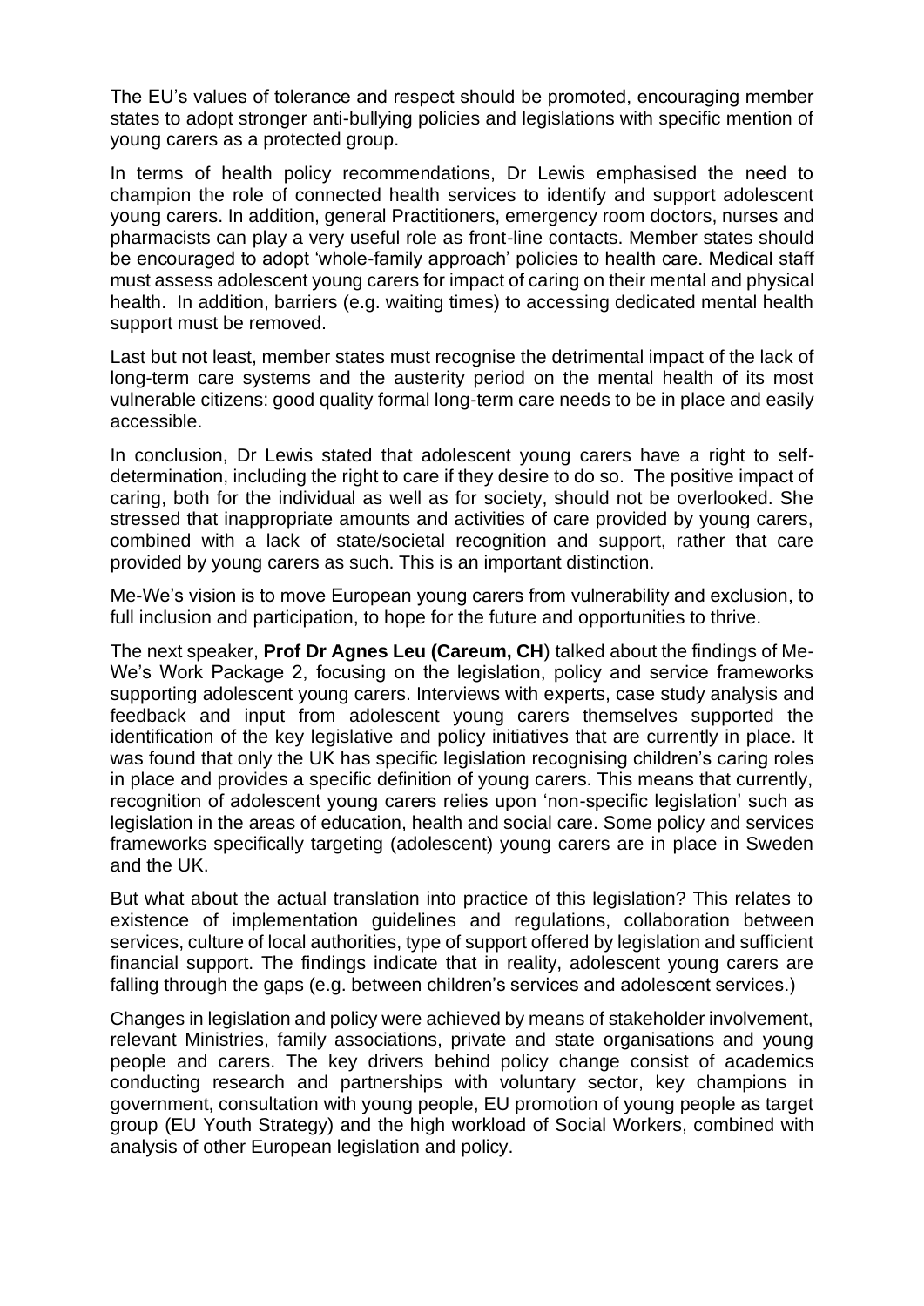The EU's values of tolerance and respect should be promoted, encouraging member states to adopt stronger anti-bullying policies and legislations with specific mention of young carers as a protected group.

In terms of health policy recommendations, Dr Lewis emphasised the need to champion the role of connected health services to identify and support adolescent young carers. In addition, general Practitioners, emergency room doctors, nurses and pharmacists can play a very useful role as front-line contacts. Member states should be encouraged to adopt 'whole-family approach' policies to health care. Medical staff must assess adolescent young carers for impact of caring on their mental and physical health. In addition, barriers (e.g. waiting times) to accessing dedicated mental health support must be removed.

Last but not least, member states must recognise the detrimental impact of the lack of long-term care systems and the austerity period on the mental health of its most vulnerable citizens: good quality formal long-term care needs to be in place and easily accessible.

In conclusion, Dr Lewis stated that adolescent young carers have a right to self-determination, including the right to care if they desire to do so. The positive impact of caring, both for the individual as well as for society, should not be overlooked. She stressed that inappropriate amounts and activities of care provided by young carers, combined with a lack of state/societal recognition and support, rather that care provided by young carers as such. This is an important distinction.

Me-We's vision is to move European young carers from vulnerability and exclusion, to full inclusion and participation, to hope for the future and opportunities to thrive.

The next speaker, **Prof Dr Agnes Leu (Careum, CH**) talked about the findings of Me-We's Work Package 2, focusing on the legislation, policy and service frameworks supporting adolescent young carers. Interviews with experts, case study analysis and feedback and input from adolescent young carers themselves supported the identification of the key legislative and policy initiatives that are currently in place. It was found that only the UK has specific legislation recognising children's caring roles in place and provides a specific definition of young carers. This means that currently, recognition of adolescent young carers relies upon 'non-specific legislation' such as legislation in the areas of education, health and social care. Some policy and services frameworks specifically targeting (adolescent) young carers are in place in Sweden and the UK.

But what about the actual translation into practice of this legislation? This relates to existence of implementation guidelines and regulations, collaboration between services, culture of local authorities, type of support offered by legislation and sufficient financial support. The findings indicate that in reality, adolescent young carers are falling through the gaps (e.g. between children's services and adolescent services.)

Changes in legislation and policy were achieved by means of stakeholder involvement, relevant Ministries, family associations, private and state organisations and young people and carers. The key drivers behind policy change consist of academics conducting research and partnerships with voluntary sector, key champions in government, consultation with young people, EU promotion of young people as target group (EU Youth Strategy) and the high workload of Social Workers, combined with analysis of other European legislation and policy.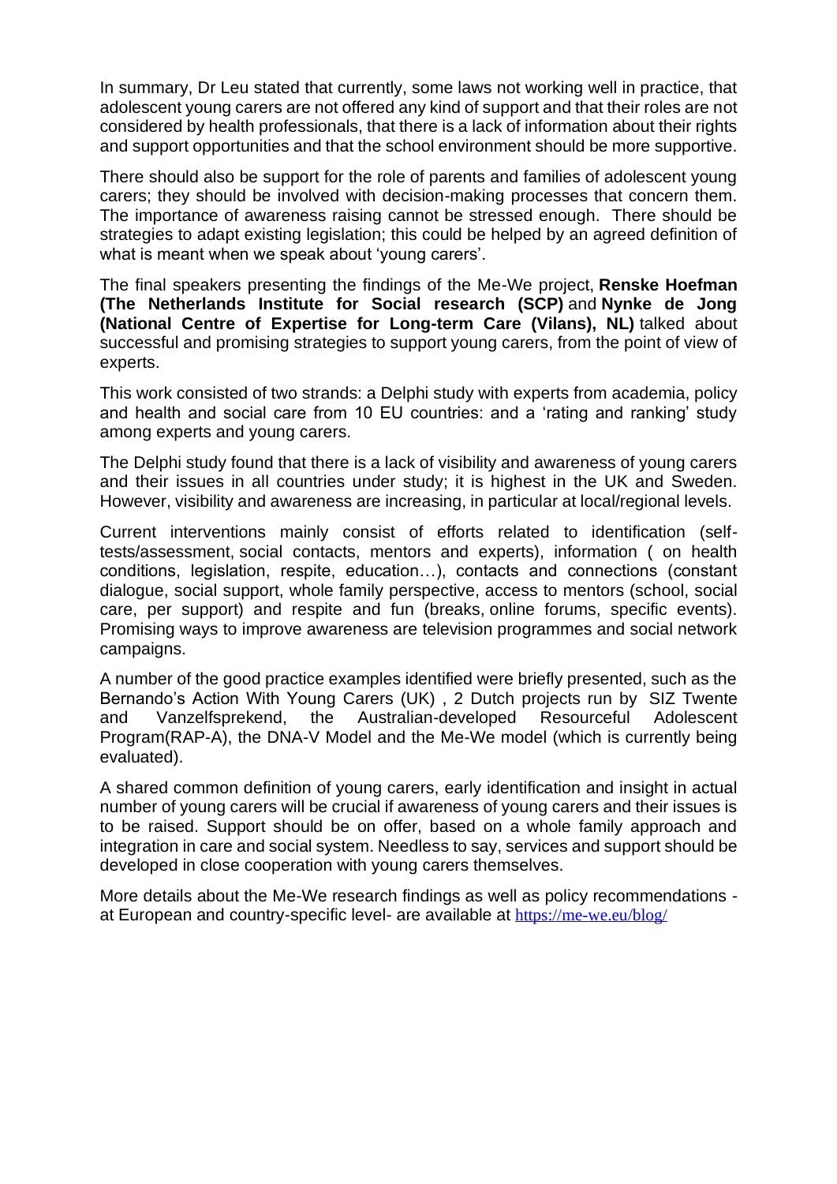In summary, Dr Leu stated that currently, some laws not working well in practice, that adolescent young carers are not offered any kind of support and that their roles are not considered by health professionals, that there is a lack of information about their rights and support opportunities and that the school environment should be more supportive.

There should also be support for the role of parents and families of adolescent young carers; they should be involved with decision-making processes that concern them. The importance of awareness raising cannot be stressed enough. There should be strategies to adapt existing legislation; this could be helped by an agreed definition of what is meant when we speak about 'young carers'.

The final speakers presenting the findings of the Me-We project, **Renske Hoefman (The Netherlands Institute for Social research (SCP)** and **Nynke de Jong (National Centre of Expertise for Long-term Care (Vilans), NL)** talked about successful and promising strategies to support young carers, from the point of view of experts.

This work consisted of two strands: a Delphi study with experts from academia, policy and health and social care from 10 EU countries: and a 'rating and ranking' study among experts and young carers.

The Delphi study found that there is a lack of visibility and awareness of young carers and their issues in all countries under study; it is highest in the UK and Sweden. However, visibility and awareness are increasing, in particular at local/regional levels.

Current interventions mainly consist of efforts related to identification (self-tests/assessment, social contacts, mentors and experts), information ( on health conditions, legislation, respite, education…), contacts and connections (constant dialogue, social support, whole family perspective, access to mentors (school, social care, per support) and respite and fun (breaks, online forums, specific events). Promising ways to improve awareness are television programmes and social network campaigns.

A number of the good practice examples identified were briefly presented, such as the Bernando's Action With Young Carers (UK) , 2 Dutch projects run by SIZ Twente and Vanzelfsprekend, the Australian-developed Resourceful Adolescent Program(RAP-A), the DNA-V Model and the Me-We model (which is currently being evaluated).

A shared common definition of young carers, early identification and insight in actual number of young carers will be crucial if awareness of young carers and their issues is to be raised. Support should be on offer, based on a whole family approach and integration in care and social system. Needless to say, services and support should be developed in close cooperation with young carers themselves.

More details about the Me-We research findings as well as policy recommendations - at European and country-specific level- are available at https://me-we.eu/blog/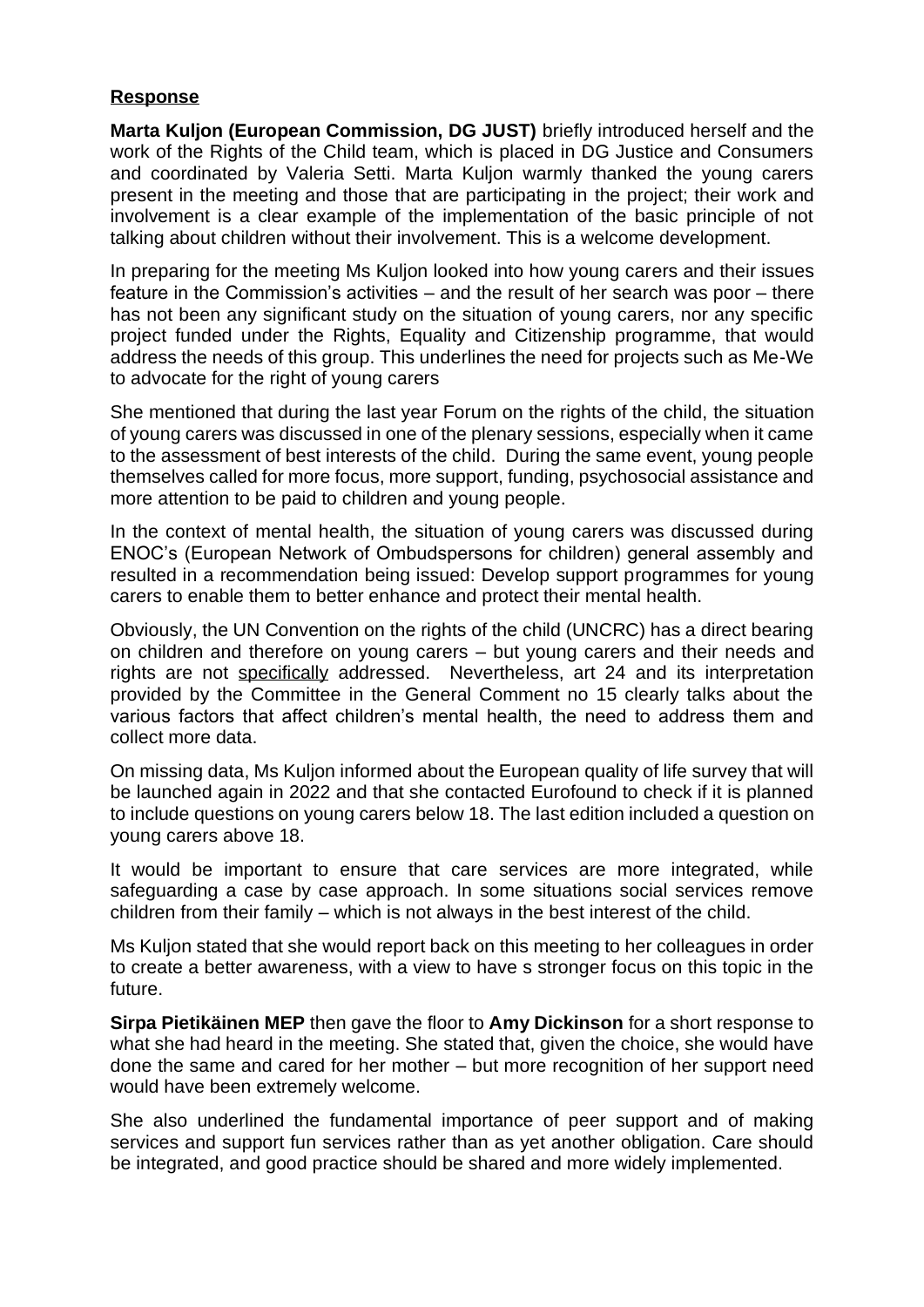**Response**

**Marta Kuljon (European Commission, DG JUST)** briefly introduced herself and the work of the Rights of the Child team, which is placed in DG Justice and Consumers and coordinated by Valeria Setti. Marta Kuljon warmly thanked the young carers present in the meeting and those that are participating in the project; their work and involvement is a clear example of the implementation of the basic principle of not talking about children without their involvement. This is a welcome development.

In preparing for the meeting Ms Kuljon looked into how young carers and their issues feature in the Commission's activities – and the result of her search was poor – there has not been any significant study on the situation of young carers, nor any specific project funded under the Rights, Equality and Citizenship programme, that would address the needs of this group. This underlines the need for projects such as Me-We to advocate for the right of young carers

She mentioned that during the last year Forum on the rights of the child, the situation of young carers was discussed in one of the plenary sessions, especially when it came to the assessment of best interests of the child. During the same event, young people themselves called for more focus, more support, funding, psychosocial assistance and more attention to be paid to children and young people.

In the context of mental health, the situation of young carers was discussed during ENOC's (European Network of Ombudspersons for children) general assembly and resulted in a recommendation being issued: Develop support programmes for young carers to enable them to better enhance and protect their mental health.

Obviously, the UN Convention on the rights of the child (UNCRC) has a direct bearing on children and therefore on young carers – but young carers and their needs and rights are not specifically addressed. Nevertheless, art 24 and its interpretation provided by the Committee in the General Comment no 15 clearly talks about the various factors that affect children's mental health, the need to address them and collect more data.

On missing data, Ms Kuljon informed about the European quality of life survey that will be launched again in 2022 and that she contacted Eurofound to check if it is planned to include questions on young carers below 18. The last edition included a question on young carers above 18.

It would be important to ensure that care services are more integrated, while safeguarding a case by case approach. In some situations social services remove children from their family – which is not always in the best interest of the child.

Ms Kuljon stated that she would report back on this meeting to her colleagues in order to create a better awareness, with a view to have s stronger focus on this topic in the future.

**Sirpa Pietikäinen MEP** then gave the floor to **Amy Dickinson** for a short response to what she had heard in the meeting. She stated that, given the choice, she would have done the same and cared for her mother – but more recognition of her support need would have been extremely welcome.

She also underlined the fundamental importance of peer support and of making services and support fun services rather than as yet another obligation. Care should be integrated, and good practice should be shared and more widely implemented.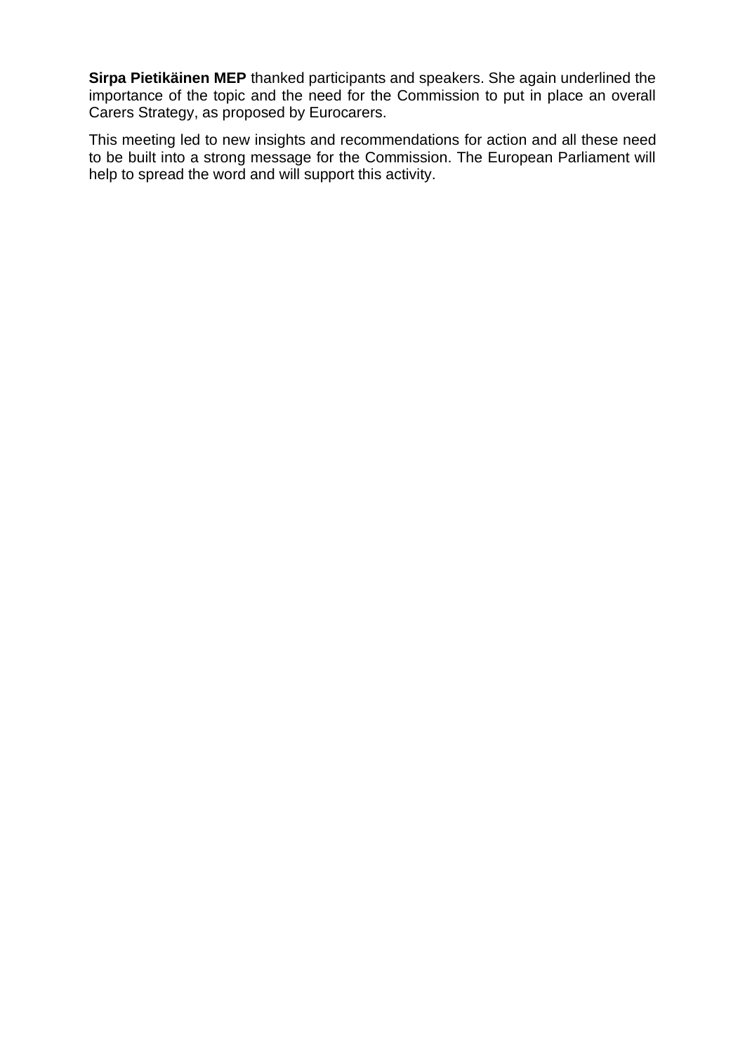**Sirpa Pietikäinen MEP** thanked participants and speakers. She again underlined the importance of the topic and the need for the Commission to put in place an overall Carers Strategy, as proposed by Eurocarers.

This meeting led to new insights and recommendations for action and all these need to be built into a strong message for the Commission. The European Parliament will help to spread the word and will support this activity.